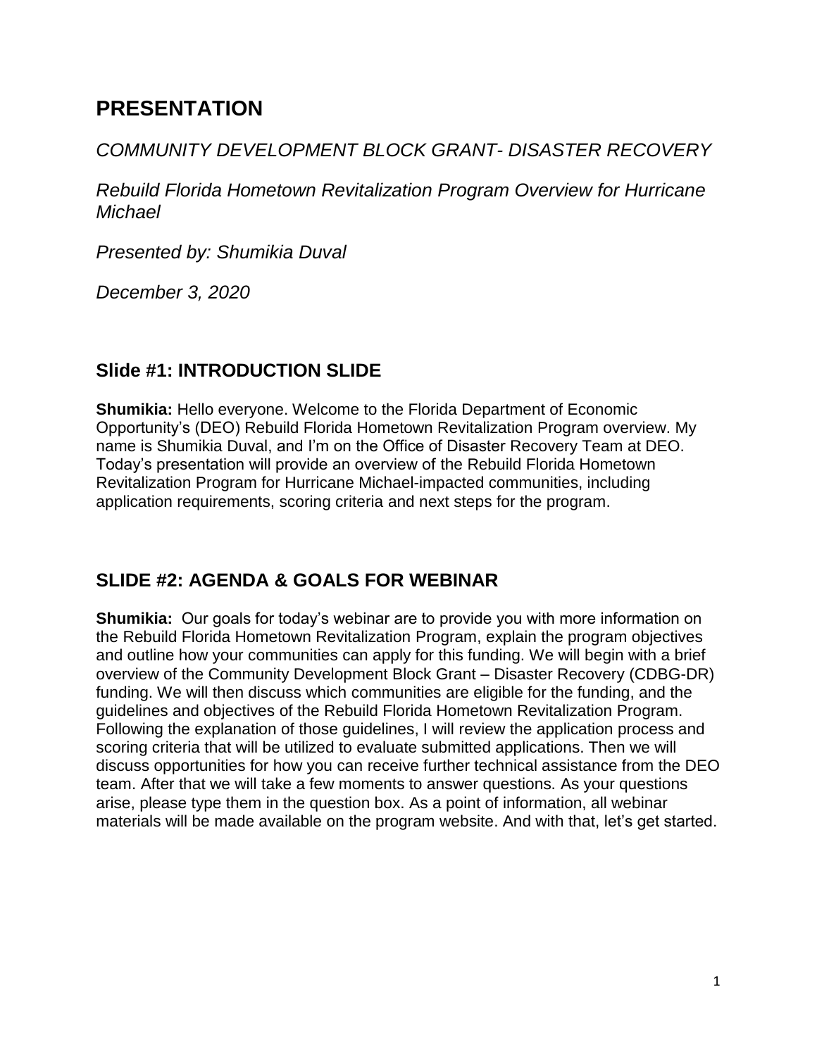# PRESENTATION

*COMMUNITY DEVELOPMENT BLOCK GRANT- DISASTER RECOVERY*

*Rebuild Florida Hometown Revitalization Program Overview for Hurricane Michael*

*Presented by: Shumikia Duval*

*December 3, 2020*

## Slide #1: INTRODUCTION SLIDE

**Shumikia:** Hello everyone. Welcome to the Florida Department of Economic Opportunity's (DEO) Rebuild Florida Hometown Revitalization Program overview. My name is Shumikia Duval, and I'm on the Office of Disaster Recovery Team at DEO. Today's presentation will provide an overview of the Rebuild Florida Hometown Revitalization Program for Hurricane Michael-impacted communities, including application requirements, scoring criteria and next steps for the program.

## SLIDE #2: AGENDA & GOALS FOR WEBINAR

**Shumikia:** Our goals for today's webinar are to provide you with more information on the Rebuild Florida Hometown Revitalization Program, explain the program objectives and outline how your communities can apply for this funding. We will begin with a brief overview of the Community Development Block Grant – Disaster Recovery (CDBG-DR) funding. We will then discuss which communities are eligible for the funding, and the guidelines and objectives of the Rebuild Florida Hometown Revitalization Program. Following the explanation of those guidelines, I will review the application process and scoring criteria that will be utilized to evaluate submitted applications. Then we will discuss opportunities for how you can receive further technical assistance from the DEO team. After that we will take a few moments to answer questions. As your questions arise, please type them in the question box. As a point of information, all webinar materials will be made available on the program website. And with that, let's get started.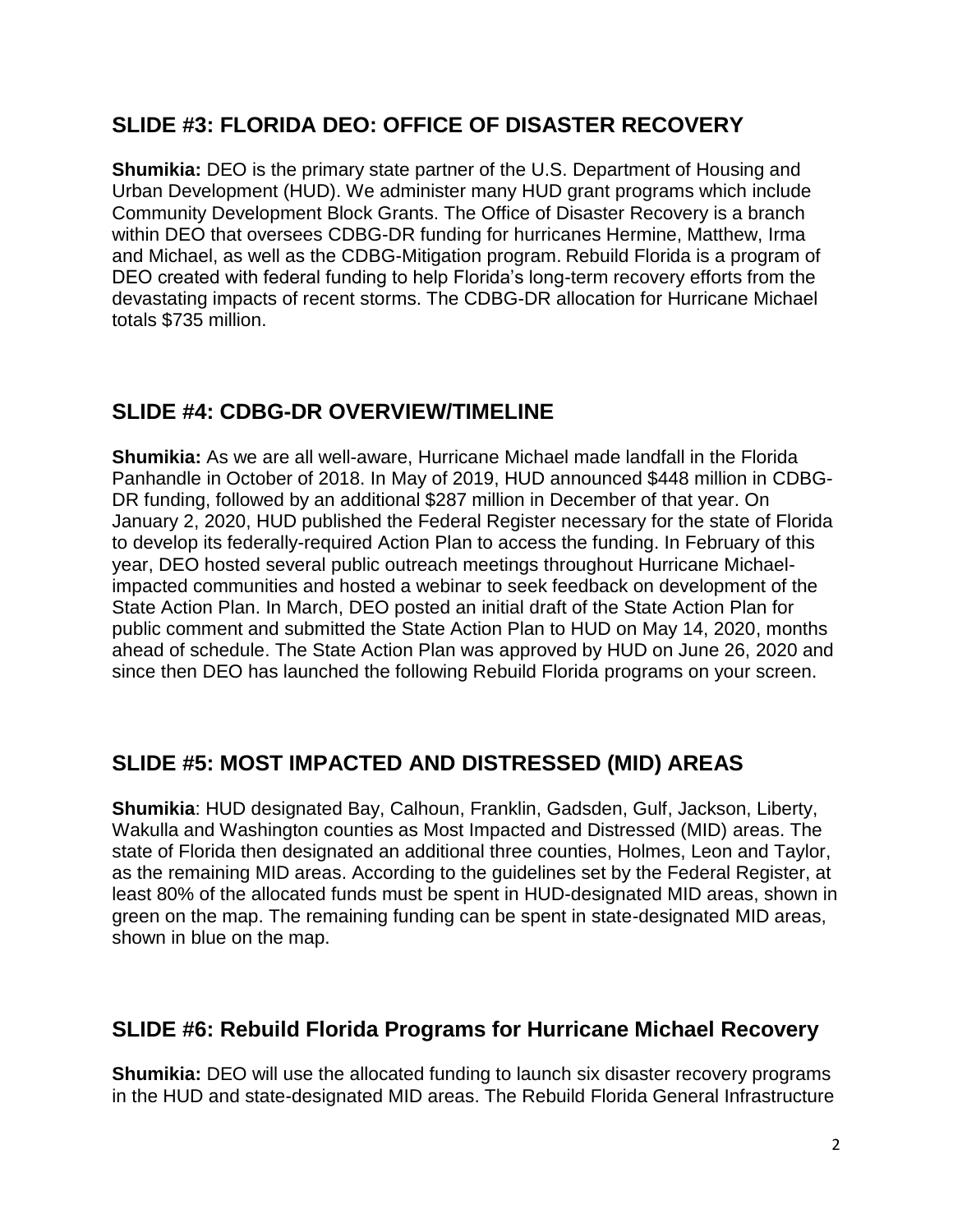## SLIDE #3: FLORIDA DEO: OFFICE OF DISASTER RECOVERY

**Shumikia:** DEO is the primary state partner of the U.S. Department of Housing and Urban Development (HUD). We administer many HUD grant programs which include Community Development Block Grants. The Office of Disaster Recovery is a branch within DEO that oversees CDBG-DR funding for hurricanes Hermine, Matthew, Irma and Michael, as well as the CDBG-Mitigation program. Rebuild Florida is a program of DEO created with federal funding to help Florida's long-term recovery efforts from the devastating impacts of recent storms. The CDBG-DR allocation for Hurricane Michael totals $735 million.

## SLIDE #4: CDBG-DR OVERVIEW/TIMELINE

**Shumikia:** As we are all well-aware, Hurricane Michael made landfall in the Florida Panhandle in October of 2018. In May of 2019, HUD announced $448 million in CDBG-DR funding, followed by an additional $287 million in December of that year. On January 2, 2020, HUD published the Federal Register necessary for the state of Florida to develop its federally-required Action Plan to access the funding. In February of this year, DEO hosted several public outreach meetings throughout Hurricane Michael-impacted communities and hosted a webinar to seek feedback on development of the State Action Plan. In March, DEO posted an initial draft of the State Action Plan for public comment and submitted the State Action Plan to HUD on May 14, 2020, months ahead of schedule. The State Action Plan was approved by HUD on June 26, 2020 and since then DEO has launched the following Rebuild Florida programs on your screen.

## SLIDE #5: MOST IMPACTED AND DISTRESSED (MID) AREAS

**Shumikia**: HUD designated Bay, Calhoun, Franklin, Gadsden, Gulf, Jackson, Liberty, Wakulla and Washington counties as Most Impacted and Distressed (MID) areas. The state of Florida then designated an additional three counties, Holmes, Leon and Taylor, as the remaining MID areas. According to the guidelines set by the Federal Register, at least 80% of the allocated funds must be spent in HUD-designated MID areas, shown in green on the map. The remaining funding can be spent in state-designated MID areas, shown in blue on the map.

## SLIDE #6: Rebuild Florida Programs for Hurricane Michael Recovery

**Shumikia:** DEO will use the allocated funding to launch six disaster recovery programs in the HUD and state-designated MID areas. The Rebuild Florida General Infrastructure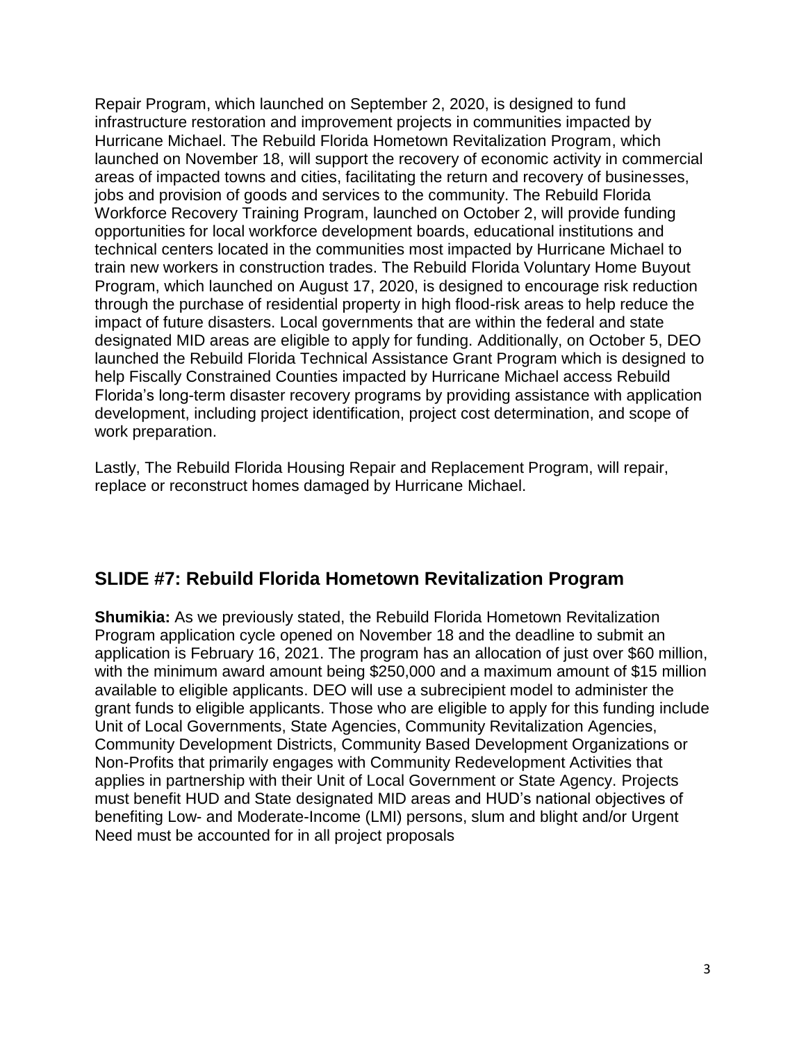Repair Program, which launched on September 2, 2020, is designed to fund infrastructure restoration and improvement projects in communities impacted by Hurricane Michael. The Rebuild Florida Hometown Revitalization Program, which launched on November 18, will support the recovery of economic activity in commercial areas of impacted towns and cities, facilitating the return and recovery of businesses, jobs and provision of goods and services to the community. The Rebuild Florida Workforce Recovery Training Program, launched on October 2, will provide funding opportunities for local workforce development boards, educational institutions and technical centers located in the communities most impacted by Hurricane Michael to train new workers in construction trades. The Rebuild Florida Voluntary Home Buyout Program, which launched on August 17, 2020, is designed to encourage risk reduction through the purchase of residential property in high flood-risk areas to help reduce the impact of future disasters. Local governments that are within the federal and state designated MID areas are eligible to apply for funding. Additionally, on October 5, DEO launched the Rebuild Florida Technical Assistance Grant Program which is designed to help Fiscally Constrained Counties impacted by Hurricane Michael access Rebuild Florida's long-term disaster recovery programs by providing assistance with application development, including project identification, project cost determination, and scope of work preparation.

Lastly, The Rebuild Florida Housing Repair and Replacement Program, will repair, replace or reconstruct homes damaged by Hurricane Michael.

## SLIDE #7: Rebuild Florida Hometown Revitalization Program

**Shumikia:** As we previously stated, the Rebuild Florida Hometown Revitalization Program application cycle opened on November 18 and the deadline to submit an application is February 16, 2021. The program has an allocation of just over $60 million, with the minimum award amount being $250,000 and a maximum amount of $15 million available to eligible applicants. DEO will use a subrecipient model to administer the grant funds to eligible applicants. Those who are eligible to apply for this funding include Unit of Local Governments, State Agencies, Community Revitalization Agencies, Community Development Districts, Community Based Development Organizations or Non-Profits that primarily engages with Community Redevelopment Activities that applies in partnership with their Unit of Local Government or State Agency. Projects must benefit HUD and State designated MID areas and HUD's national objectives of benefiting Low- and Moderate-Income (LMI) persons, slum and blight and/or Urgent Need must be accounted for in all project proposals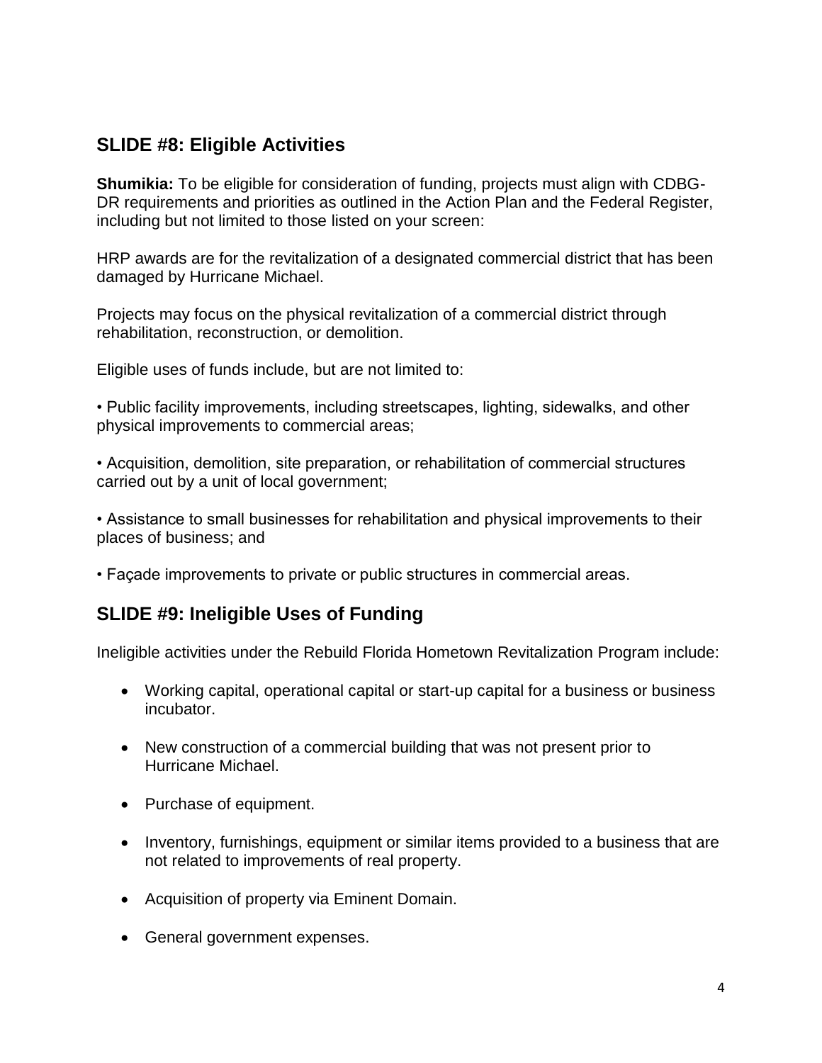## SLIDE #8: Eligible Activities

**Shumikia:** To be eligible for consideration of funding, projects must align with CDBG-DR requirements and priorities as outlined in the Action Plan and the Federal Register, including but not limited to those listed on your screen:

HRP awards are for the revitalization of a designated commercial district that has been damaged by Hurricane Michael.

Projects may focus on the physical revitalization of a commercial district through rehabilitation, reconstruction, or demolition.

Eligible uses of funds include, but are not limited to:

• Public facility improvements, including streetscapes, lighting, sidewalks, and other physical improvements to commercial areas;

• Acquisition, demolition, site preparation, or rehabilitation of commercial structures carried out by a unit of local government;

• Assistance to small businesses for rehabilitation and physical improvements to their places of business; and

• Façade improvements to private or public structures in commercial areas.

## SLIDE #9: Ineligible Uses of Funding

Ineligible activities under the Rebuild Florida Hometown Revitalization Program include:

- Working capital, operational capital or start-up capital for a business or business incubator.
- New construction of a commercial building that was not present prior to Hurricane Michael.
- Purchase of equipment.
- Inventory, furnishings, equipment or similar items provided to a business that are not related to improvements of real property.
- Acquisition of property via Eminent Domain.
- General government expenses.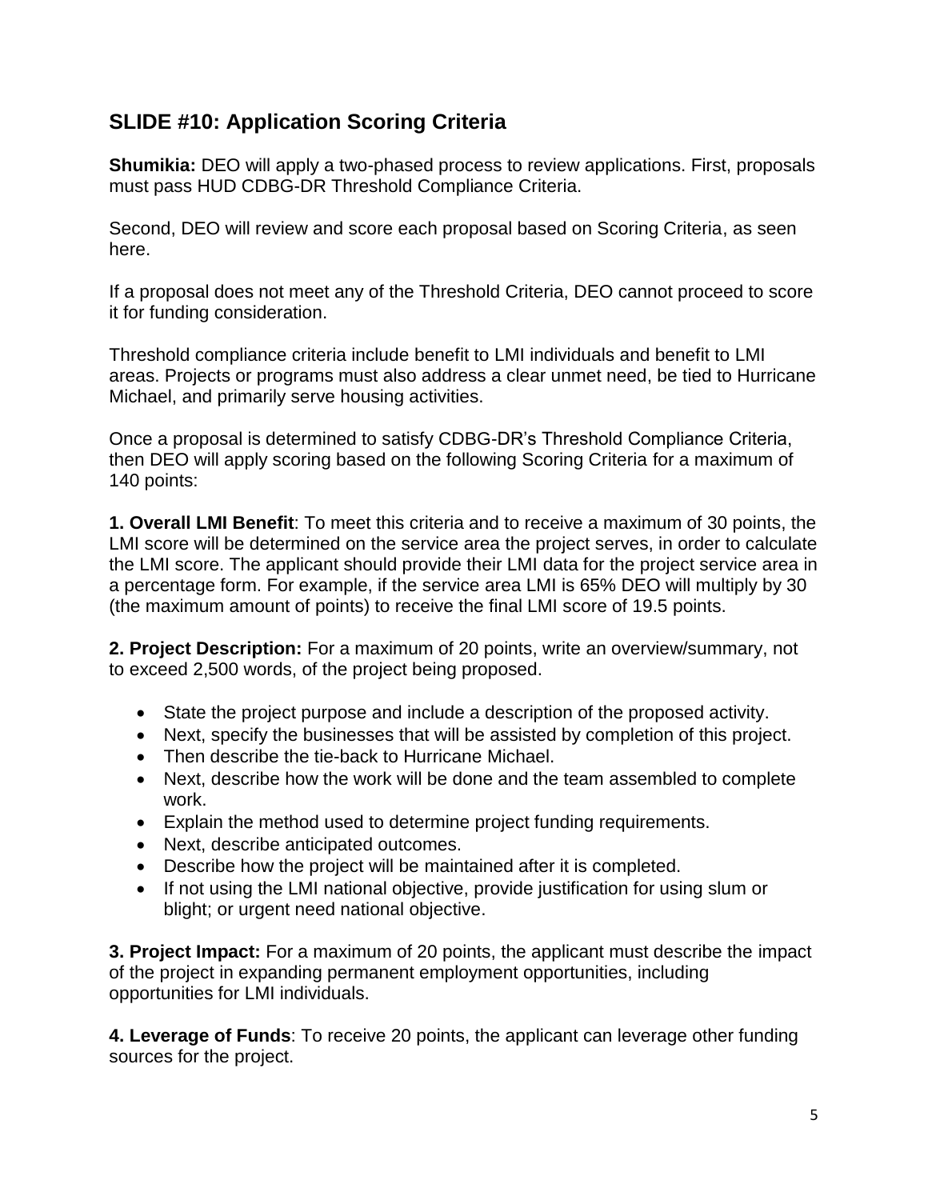## SLIDE #10: Application Scoring Criteria

**Shumikia:** DEO will apply a two-phased process to review applications. First, proposals must pass HUD CDBG-DR Threshold Compliance Criteria.

Second, DEO will review and score each proposal based on Scoring Criteria, as seen here.

If a proposal does not meet any of the Threshold Criteria, DEO cannot proceed to score it for funding consideration.

Threshold compliance criteria include benefit to LMI individuals and benefit to LMI areas. Projects or programs must also address a clear unmet need, be tied to Hurricane Michael, and primarily serve housing activities.

Once a proposal is determined to satisfy CDBG-DR's Threshold Compliance Criteria, then DEO will apply scoring based on the following Scoring Criteria for a maximum of 140 points:

**1. Overall LMI Benefit**: To meet this criteria and to receive a maximum of 30 points, the LMI score will be determined on the service area the project serves, in order to calculate the LMI score. The applicant should provide their LMI data for the project service area in a percentage form. For example, if the service area LMI is 65% DEO will multiply by 30 (the maximum amount of points) to receive the final LMI score of 19.5 points.

**2. Project Description:** For a maximum of 20 points, write an overview/summary, not to exceed 2,500 words, of the project being proposed.

- State the project purpose and include a description of the proposed activity.
- Next, specify the businesses that will be assisted by completion of this project.
- Then describe the tie-back to Hurricane Michael.
- Next, describe how the work will be done and the team assembled to complete work.
- Explain the method used to determine project funding requirements.
- Next, describe anticipated outcomes.
- Describe how the project will be maintained after it is completed.
- If not using the LMI national objective, provide justification for using slum or blight; or urgent need national objective.

**3. Project Impact:** For a maximum of 20 points, the applicant must describe the impact of the project in expanding permanent employment opportunities, including opportunities for LMI individuals.

**4. Leverage of Funds**: To receive 20 points, the applicant can leverage other funding sources for the project.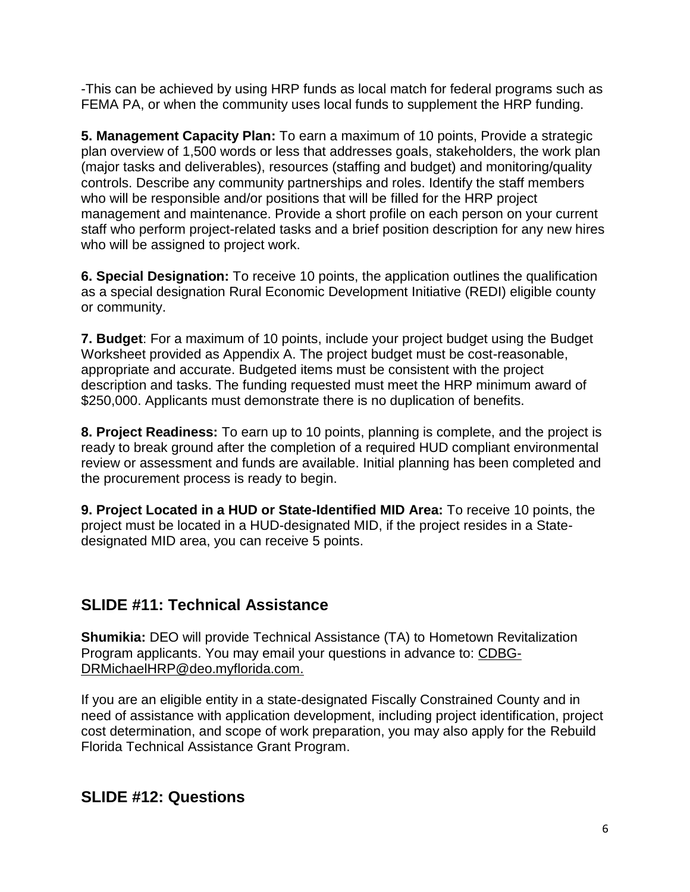-This can be achieved by using HRP funds as local match for federal programs such as FEMA PA, or when the community uses local funds to supplement the HRP funding.

**5. Management Capacity Plan:** To earn a maximum of 10 points, Provide a strategic plan overview of 1,500 words or less that addresses goals, stakeholders, the work plan (major tasks and deliverables), resources (staffing and budget) and monitoring/quality controls. Describe any community partnerships and roles. Identify the staff members who will be responsible and/or positions that will be filled for the HRP project management and maintenance. Provide a short profile on each person on your current staff who perform project-related tasks and a brief position description for any new hires who will be assigned to project work.

**6. Special Designation:** To receive 10 points, the application outlines the qualification as a special designation Rural Economic Development Initiative (REDI) eligible county or community.

**7. Budget**: For a maximum of 10 points, include your project budget using the Budget Worksheet provided as Appendix A. The project budget must be cost-reasonable, appropriate and accurate. Budgeted items must be consistent with the project description and tasks. The funding requested must meet the HRP minimum award of $250,000. Applicants must demonstrate there is no duplication of benefits.

**8. Project Readiness:** To earn up to 10 points, planning is complete, and the project is ready to break ground after the completion of a required HUD compliant environmental review or assessment and funds are available. Initial planning has been completed and the procurement process is ready to begin.

**9. Project Located in a HUD or State-Identified MID Area:** To receive 10 points, the project must be located in a HUD-designated MID, if the project resides in a State-designated MID area, you can receive 5 points.

## SLIDE #11: Technical Assistance

**Shumikia:** DEO will provide Technical Assistance (TA) to Hometown Revitalization Program applicants. You may email your questions in advance to: CDBG-DRMichaelHRP@deo.myflorida.com.

If you are an eligible entity in a state-designated Fiscally Constrained County and in need of assistance with application development, including project identification, project cost determination, and scope of work preparation, you may also apply for the Rebuild Florida Technical Assistance Grant Program.

## SLIDE #12: Questions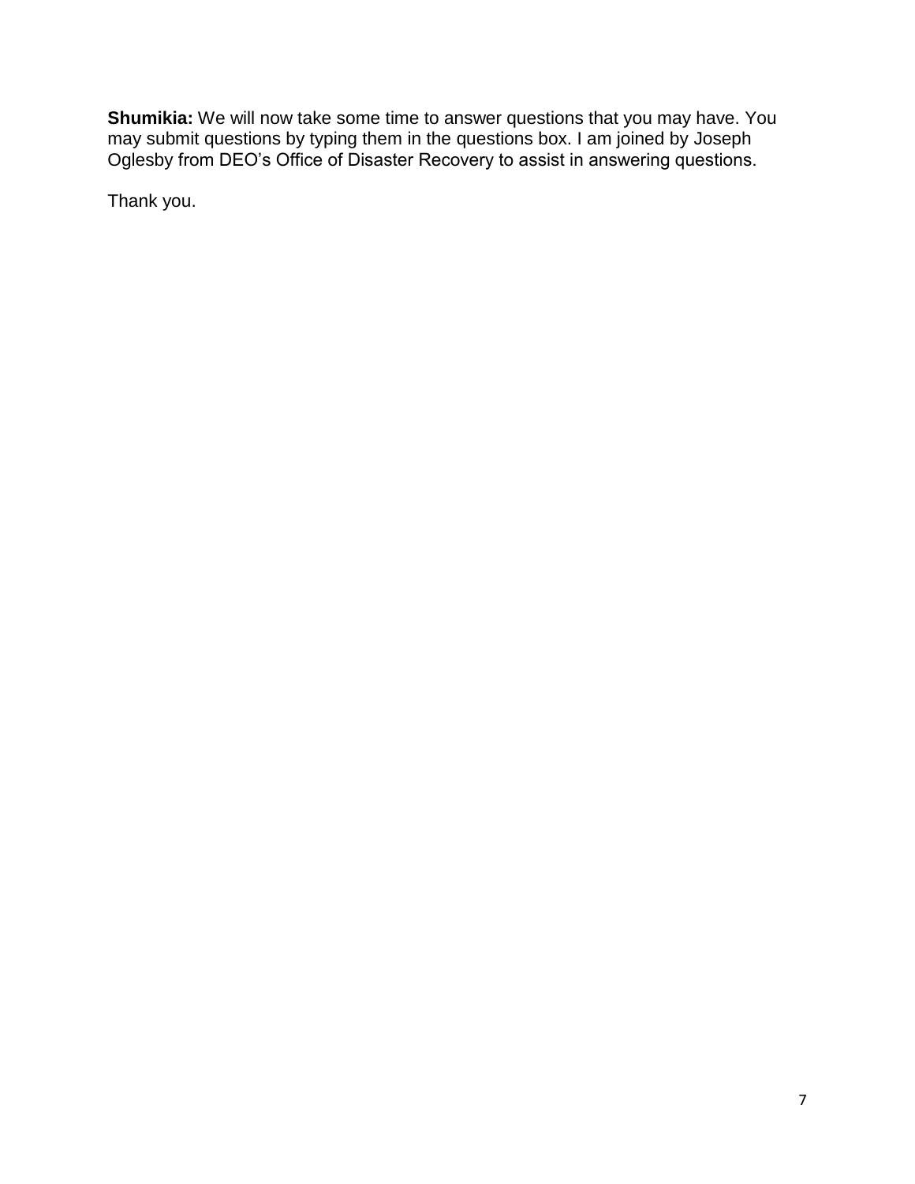**Shumikia:** We will now take some time to answer questions that you may have. You may submit questions by typing them in the questions box. I am joined by Joseph Oglesby from DEO's Office of Disaster Recovery to assist in answering questions.

Thank you.